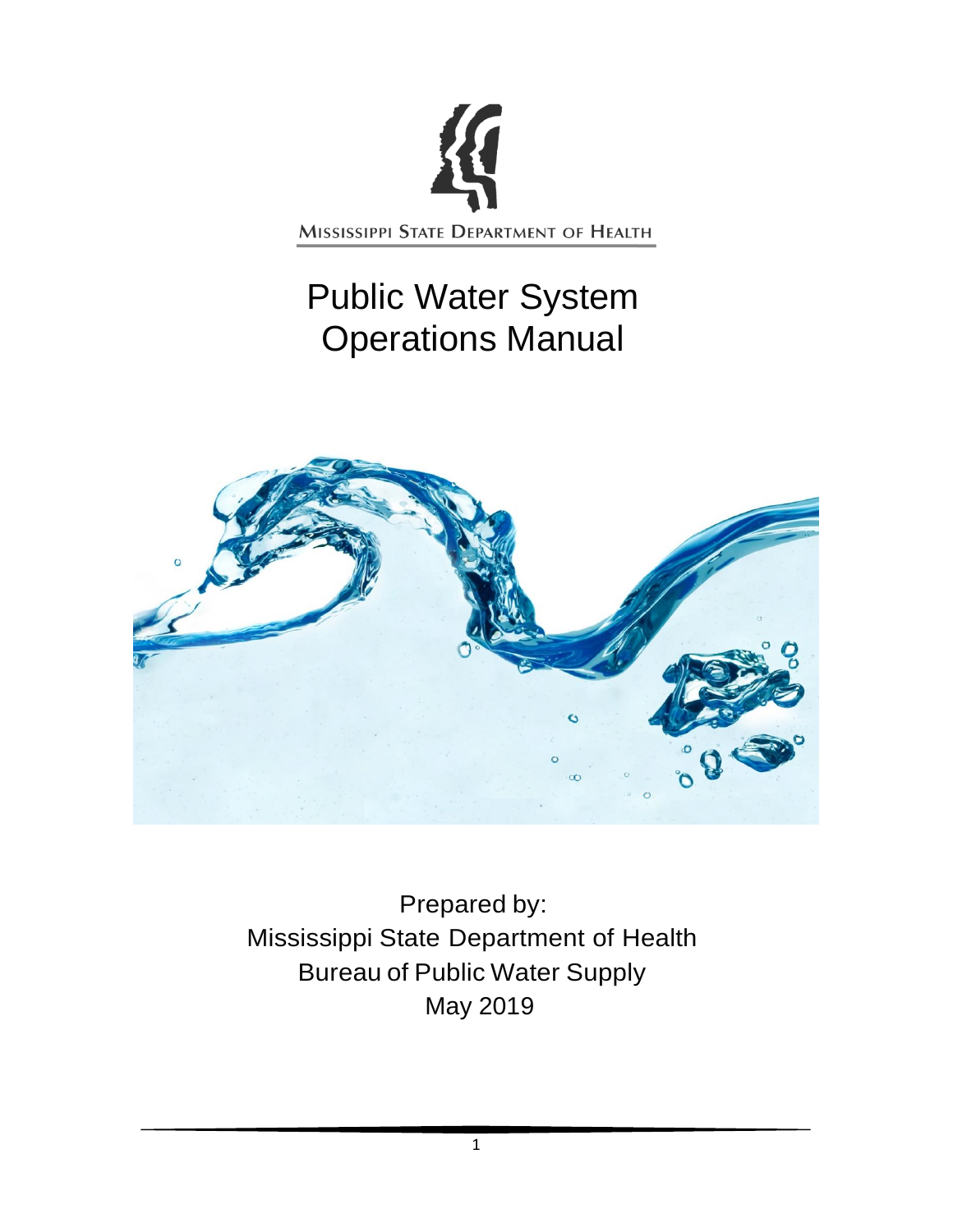MISSISSIPPI STATE DEPARTMENT OF HEALTH

# Public Water System Operations Manual

Prepared by:
Mississippi State Department of Health
Bureau of Public Water Supply
May 2019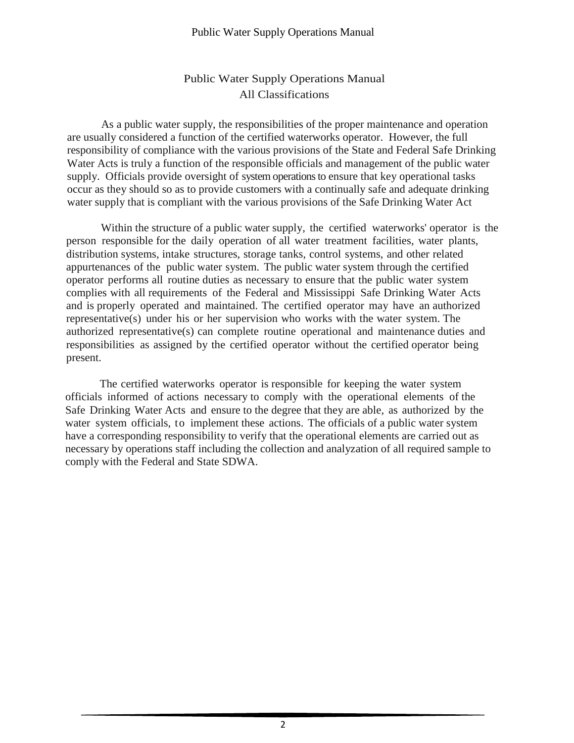# Public Water Supply Operations Manual
## All Classifications

As a public water supply, the responsibilities of the proper maintenance and operation are usually considered a function of the certified waterworks operator. However, the full responsibility of compliance with the various provisions of the State and Federal Safe Drinking Water Acts is truly a function of the responsible officials and management of the public water supply. Officials provide oversight of system operations to ensure that key operational tasks occur as they should so as to provide customers with a continually safe and adequate drinking water supply that is compliant with the various provisions of the Safe Drinking Water Act

Within the structure of a public water supply, the certified waterworks' operator is the person responsible for the daily operation of all water treatment facilities, water plants, distribution systems, intake structures, storage tanks, control systems, and other related appurtenances of the public water system. The public water system through the certified operator performs all routine duties as necessary to ensure that the public water system complies with all requirements of the Federal and Mississippi Safe Drinking Water Acts and is properly operated and maintained. The certified operator may have an authorized representative(s) under his or her supervision who works with the water system. The authorized representative(s) can complete routine operational and maintenance duties and responsibilities as assigned by the certified operator without the certified operator being present.

The certified waterworks operator is responsible for keeping the water system officials informed of actions necessary to comply with the operational elements of the Safe Drinking Water Acts and ensure to the degree that they are able, as authorized by the water system officials, to implement these actions. The officials of a public water system have a corresponding responsibility to verify that the operational elements are carried out as necessary by operations staff including the collection and analyzation of all required sample to comply with the Federal and State SDWA.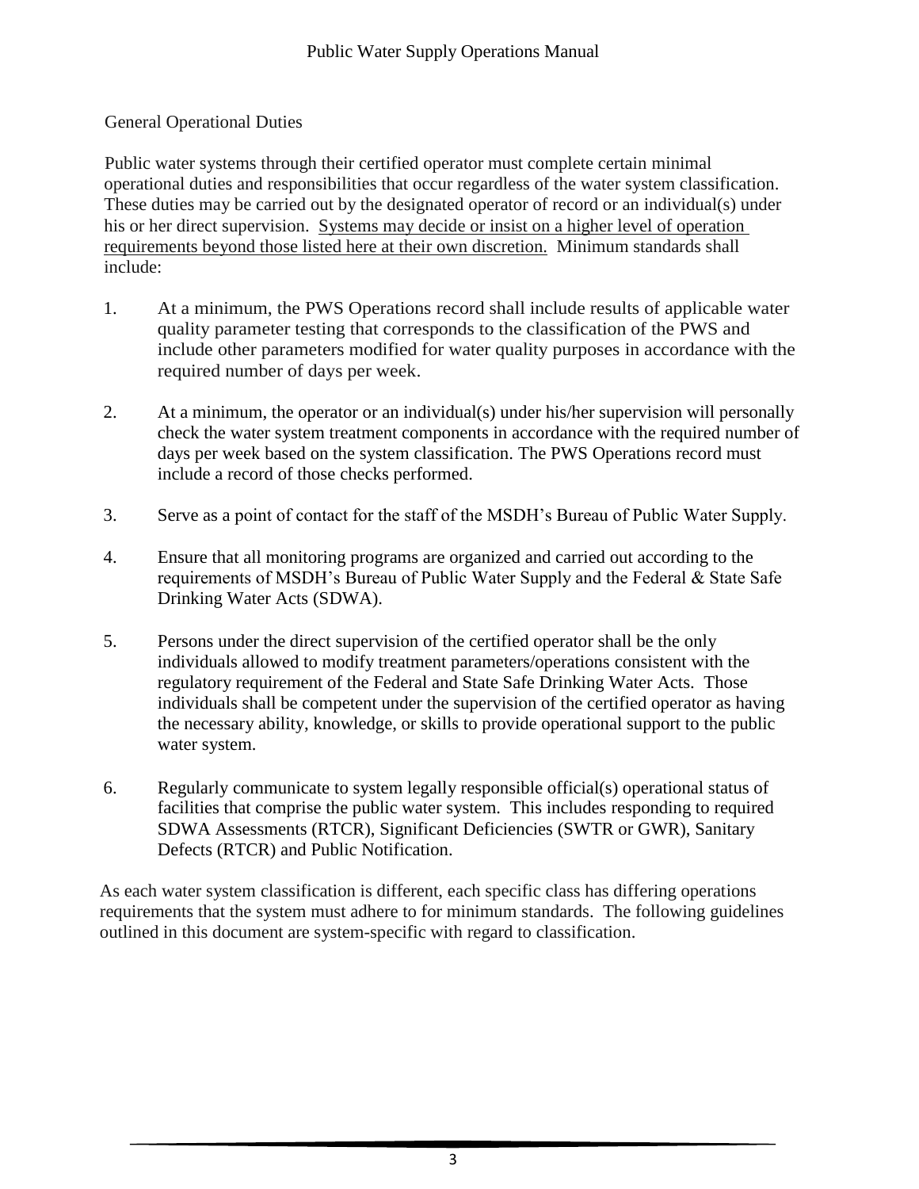## General Operational Duties

Public water systems through their certified operator must complete certain minimal operational duties and responsibilities that occur regardless of the water system classification. These duties may be carried out by the designated operator of record or an individual(s) under his or her direct supervision. <u>Systems may decide or insist on a higher level of operation requirements beyond those listed here at their own discretion.</u> Minimum standards shall include:

1. At a minimum, the PWS Operations record shall include results of applicable water quality parameter testing that corresponds to the classification of the PWS and include other parameters modified for water quality purposes in accordance with the required number of days per week.

2. At a minimum, the operator or an individual(s) under his/her supervision will personally check the water system treatment components in accordance with the required number of days per week based on the system classification. The PWS Operations record must include a record of those checks performed.

3. Serve as a point of contact for the staff of the MSDH's Bureau of Public Water Supply.

4. Ensure that all monitoring programs are organized and carried out according to the requirements of MSDH's Bureau of Public Water Supply and the Federal & State Safe Drinking Water Acts (SDWA).

5. Persons under the direct supervision of the certified operator shall be the only individuals allowed to modify treatment parameters/operations consistent with the regulatory requirement of the Federal and State Safe Drinking Water Acts. Those individuals shall be competent under the supervision of the certified operator as having the necessary ability, knowledge, or skills to provide operational support to the public water system.

6. Regularly communicate to system legally responsible official(s) operational status of facilities that comprise the public water system. This includes responding to required SDWA Assessments (RTCR), Significant Deficiencies (SWTR or GWR), Sanitary Defects (RTCR) and Public Notification.

As each water system classification is different, each specific class has differing operations requirements that the system must adhere to for minimum standards. The following guidelines outlined in this document are system-specific with regard to classification.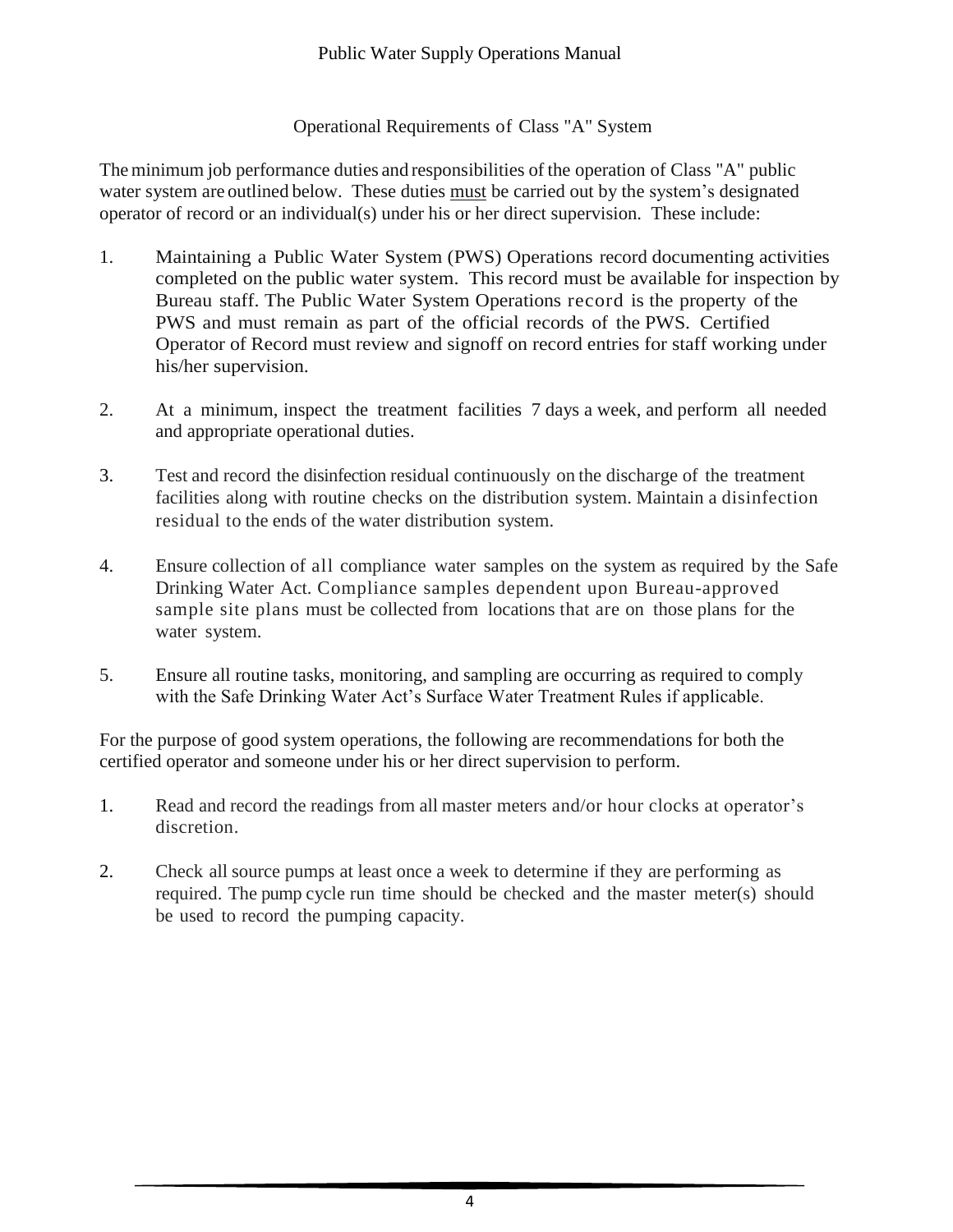## Operational Requirements of Class "A" System

The minimum job performance duties and responsibilities of the operation of Class "A" public water system are outlined below. These duties must be carried out by the system's designated operator of record or an individual(s) under his or her direct supervision. These include:

1. Maintaining a Public Water System (PWS) Operations record documenting activities completed on the public water system. This record must be available for inspection by Bureau staff. The Public Water System Operations record is the property of the PWS and must remain as part of the official records of the PWS. Certified Operator of Record must review and signoff on record entries for staff working under his/her supervision.

2. At a minimum, inspect the treatment facilities 7 days a week, and perform all needed and appropriate operational duties.

3. Test and record the disinfection residual continuously on the discharge of the treatment facilities along with routine checks on the distribution system. Maintain a disinfection residual to the ends of the water distribution system.

4. Ensure collection of all compliance water samples on the system as required by the Safe Drinking Water Act. Compliance samples dependent upon Bureau-approved sample site plans must be collected from locations that are on those plans for the water system.

5. Ensure all routine tasks, monitoring, and sampling are occurring as required to comply with the Safe Drinking Water Act's Surface Water Treatment Rules if applicable.

For the purpose of good system operations, the following are recommendations for both the certified operator and someone under his or her direct supervision to perform.

1. Read and record the readings from all master meters and/or hour clocks at operator's discretion.

2. Check all source pumps at least once a week to determine if they are performing as required. The pump cycle run time should be checked and the master meter(s) should be used to record the pumping capacity.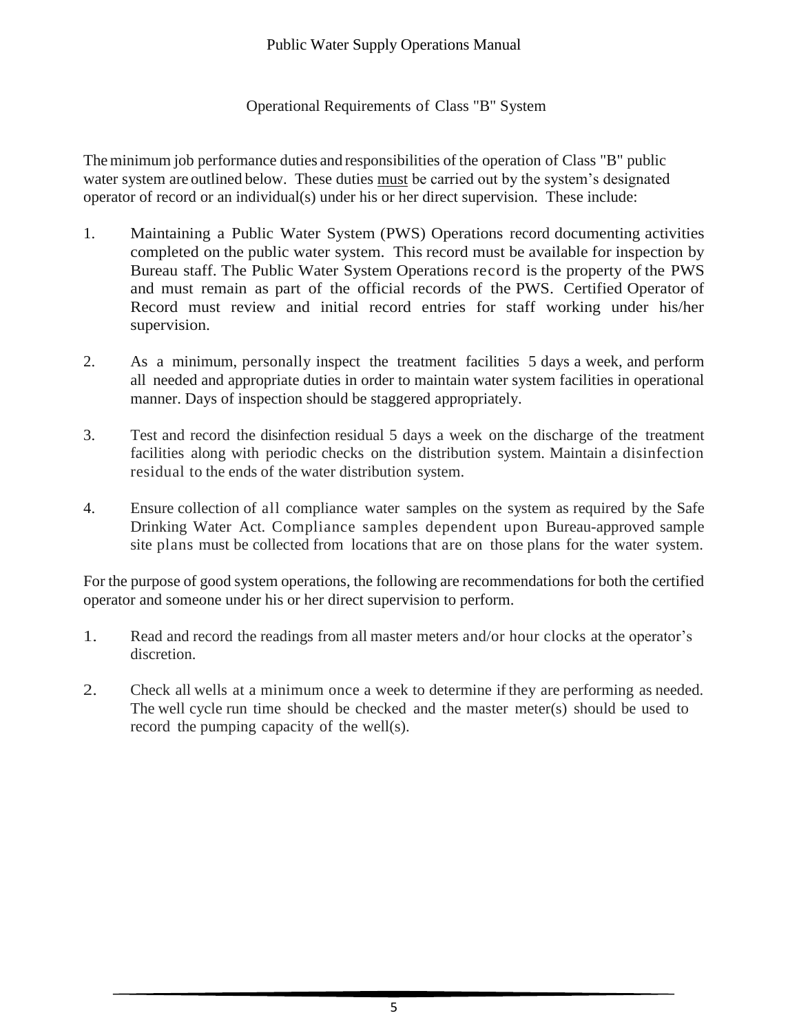## Operational Requirements of Class "B" System

The minimum job performance duties and responsibilities of the operation of Class "B" public water system are outlined below. These duties must be carried out by the system's designated operator of record or an individual(s) under his or her direct supervision. These include:

1. Maintaining a Public Water System (PWS) Operations record documenting activities completed on the public water system. This record must be available for inspection by Bureau staff. The Public Water System Operations record is the property of the PWS and must remain as part of the official records of the PWS. Certified Operator of Record must review and initial record entries for staff working under his/her supervision.

2. As a minimum, personally inspect the treatment facilities 5 days a week, and perform all needed and appropriate duties in order to maintain water system facilities in operational manner. Days of inspection should be staggered appropriately.

3. Test and record the disinfection residual 5 days a week on the discharge of the treatment facilities along with periodic checks on the distribution system. Maintain a disinfection residual to the ends of the water distribution system.

4. Ensure collection of all compliance water samples on the system as required by the Safe Drinking Water Act. Compliance samples dependent upon Bureau-approved sample site plans must be collected from locations that are on those plans for the water system.

For the purpose of good system operations, the following are recommendations for both the certified operator and someone under his or her direct supervision to perform.

1. Read and record the readings from all master meters and/or hour clocks at the operator's discretion.

2. Check all wells at a minimum once a week to determine if they are performing as needed. The well cycle run time should be checked and the master meter(s) should be used to record the pumping capacity of the well(s).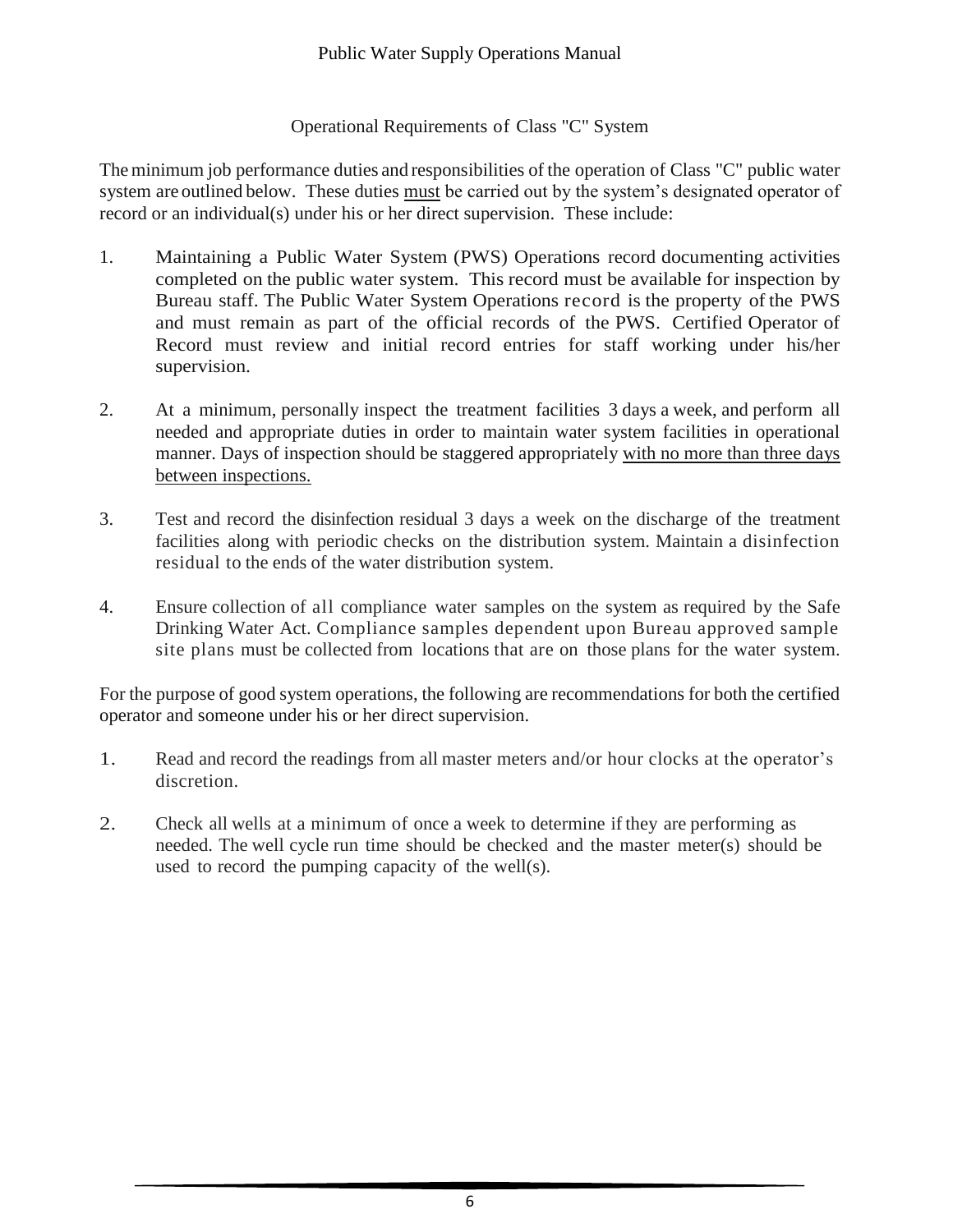## Operational Requirements of Class "C" System

The minimum job performance duties and responsibilities of the operation of Class "C" public water system are outlined below. These duties <u>must</u> be carried out by the system's designated operator of record or an individual(s) under his or her direct supervision. These include:

1. Maintaining a Public Water System (PWS) Operations record documenting activities completed on the public water system. This record must be available for inspection by Bureau staff. The Public Water System Operations record is the property of the PWS and must remain as part of the official records of the PWS. Certified Operator of Record must review and initial record entries for staff working under his/her supervision.

2. At a minimum, personally inspect the treatment facilities 3 days a week, and perform all needed and appropriate duties in order to maintain water system facilities in operational manner. Days of inspection should be staggered appropriately <u>with no more than three days between inspections.</u>

3. Test and record the disinfection residual 3 days a week on the discharge of the treatment facilities along with periodic checks on the distribution system. Maintain a disinfection residual to the ends of the water distribution system.

4. Ensure collection of all compliance water samples on the system as required by the Safe Drinking Water Act. Compliance samples dependent upon Bureau approved sample site plans must be collected from locations that are on those plans for the water system.

For the purpose of good system operations, the following are recommendations for both the certified operator and someone under his or her direct supervision.

1. Read and record the readings from all master meters and/or hour clocks at the operator's discretion.

2. Check all wells at a minimum of once a week to determine if they are performing as needed. The well cycle run time should be checked and the master meter(s) should be used to record the pumping capacity of the well(s).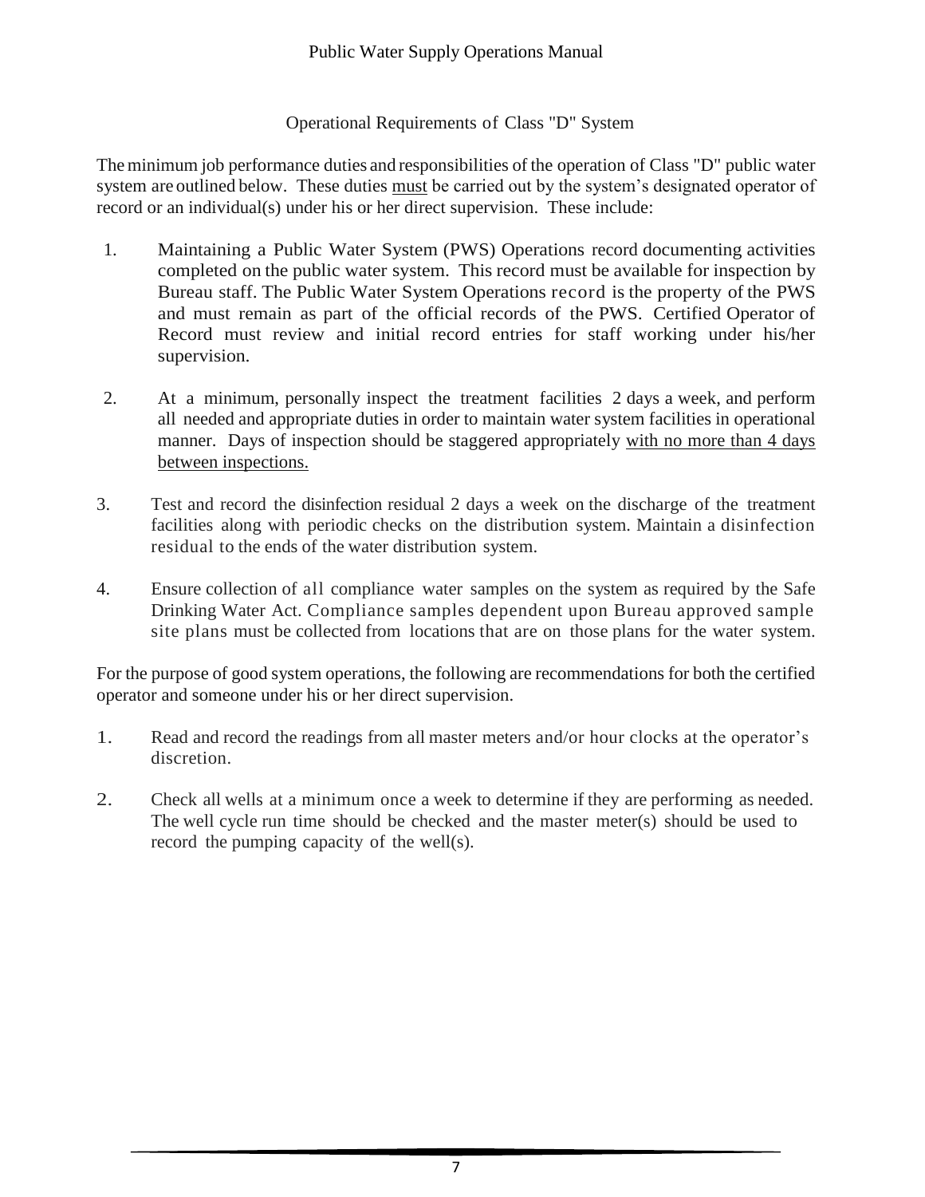## Operational Requirements of Class "D" System

The minimum job performance duties and responsibilities of the operation of Class "D" public water system are outlined below. These duties <u>must</u> be carried out by the system's designated operator of record or an individual(s) under his or her direct supervision. These include:

1. Maintaining a Public Water System (PWS) Operations record documenting activities completed on the public water system. This record must be available for inspection by Bureau staff. The Public Water System Operations record is the property of the PWS and must remain as part of the official records of the PWS. Certified Operator of Record must review and initial record entries for staff working under his/her supervision.

2. At a minimum, personally inspect the treatment facilities 2 days a week, and perform all needed and appropriate duties in order to maintain water system facilities in operational manner. Days of inspection should be staggered appropriately <u>with no more than 4 days between inspections.</u>

3. Test and record the disinfection residual 2 days a week on the discharge of the treatment facilities along with periodic checks on the distribution system. Maintain a disinfection residual to the ends of the water distribution system.

4. Ensure collection of all compliance water samples on the system as required by the Safe Drinking Water Act. Compliance samples dependent upon Bureau approved sample site plans must be collected from locations that are on those plans for the water system.

For the purpose of good system operations, the following are recommendations for both the certified operator and someone under his or her direct supervision.

1. Read and record the readings from all master meters and/or hour clocks at the operator's discretion.

2. Check all wells at a minimum once a week to determine if they are performing as needed. The well cycle run time should be checked and the master meter(s) should be used to record the pumping capacity of the well(s).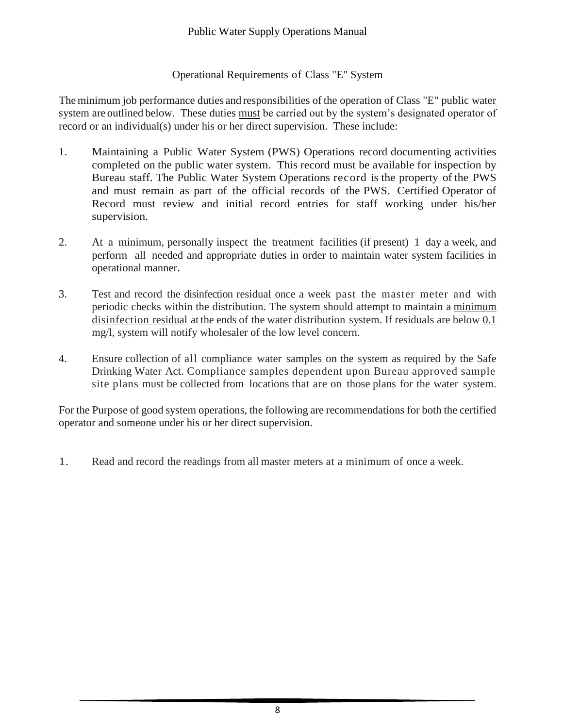## Operational Requirements of Class "E" System

The minimum job performance duties and responsibilities of the operation of Class "E" public water system are outlined below. These duties <u>must</u> be carried out by the system's designated operator of record or an individual(s) under his or her direct supervision. These include:

1. Maintaining a Public Water System (PWS) Operations record documenting activities completed on the public water system. This record must be available for inspection by Bureau staff. The Public Water System Operations record is the property of the PWS and must remain as part of the official records of the PWS. Certified Operator of Record must review and initial record entries for staff working under his/her supervision.

2. At a minimum, personally inspect the treatment facilities (if present) 1 day a week, and perform all needed and appropriate duties in order to maintain water system facilities in operational manner.

3. Test and record the disinfection residual once a week past the master meter and with periodic checks within the distribution. The system should attempt to maintain a <u>minimum disinfection residual</u> at the ends of the water distribution system. If residuals are below <u>0.1</u> mg/l, system will notify wholesaler of the low level concern.

4. Ensure collection of all compliance water samples on the system as required by the Safe Drinking Water Act. Compliance samples dependent upon Bureau approved sample site plans must be collected from locations that are on those plans for the water system.

For the Purpose of good system operations, the following are recommendations for both the certified operator and someone under his or her direct supervision.

1. Read and record the readings from all master meters at a minimum of once a week.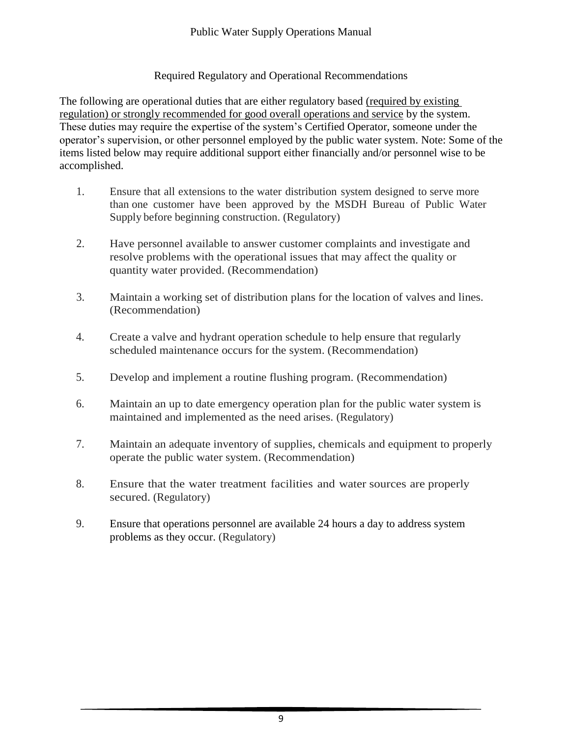## Required Regulatory and Operational Recommendations

The following are operational duties that are either regulatory based <u>(required by existing regulation) or strongly recommended for good overall operations and service</u> by the system. These duties may require the expertise of the system's Certified Operator, someone under the operator's supervision, or other personnel employed by the public water system. Note: Some of the items listed below may require additional support either financially and/or personnel wise to be accomplished.

1. Ensure that all extensions to the water distribution system designed to serve more than one customer have been approved by the MSDH Bureau of Public Water Supply before beginning construction. (Regulatory)

2. Have personnel available to answer customer complaints and investigate and resolve problems with the operational issues that may affect the quality or quantity water provided. (Recommendation)

3. Maintain a working set of distribution plans for the location of valves and lines. (Recommendation)

4. Create a valve and hydrant operation schedule to help ensure that regularly scheduled maintenance occurs for the system. (Recommendation)

5. Develop and implement a routine flushing program. (Recommendation)

6. Maintain an up to date emergency operation plan for the public water system is maintained and implemented as the need arises. (Regulatory)

7. Maintain an adequate inventory of supplies, chemicals and equipment to properly operate the public water system. (Recommendation)

8. Ensure that the water treatment facilities and water sources are properly secured. (Regulatory)

9. Ensure that operations personnel are available 24 hours a day to address system problems as they occur. (Regulatory)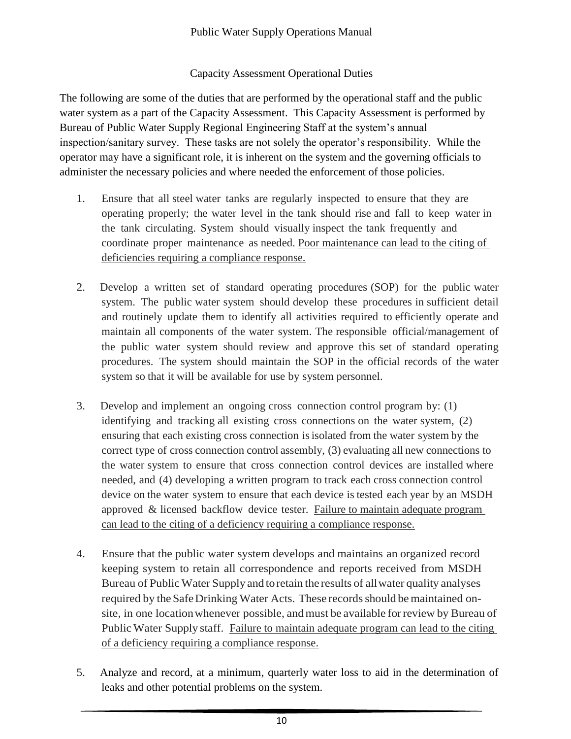## Capacity Assessment Operational Duties

The following are some of the duties that are performed by the operational staff and the public water system as a part of the Capacity Assessment. This Capacity Assessment is performed by Bureau of Public Water Supply Regional Engineering Staff at the system's annual inspection/sanitary survey. These tasks are not solely the operator's responsibility. While the operator may have a significant role, it is inherent on the system and the governing officials to administer the necessary policies and where needed the enforcement of those policies.

1. Ensure that all steel water tanks are regularly inspected to ensure that they are operating properly; the water level in the tank should rise and fall to keep water in the tank circulating. System should visually inspect the tank frequently and coordinate proper maintenance as needed. <u>Poor maintenance can lead to the citing of deficiencies requiring a compliance response.</u>

2. Develop a written set of standard operating procedures (SOP) for the public water system. The public water system should develop these procedures in sufficient detail and routinely update them to identify all activities required to efficiently operate and maintain all components of the water system. The responsible official/management of the public water system should review and approve this set of standard operating procedures. The system should maintain the SOP in the official records of the water system so that it will be available for use by system personnel.

3. Develop and implement an ongoing cross connection control program by: (1) identifying and tracking all existing cross connections on the water system, (2) ensuring that each existing cross connection is isolated from the water system by the correct type of cross connection control assembly, (3) evaluating all new connections to the water system to ensure that cross connection control devices are installed where needed, and (4) developing a written program to track each cross connection control device on the water system to ensure that each device is tested each year by an MSDH approved & licensed backflow device tester. <u>Failure to maintain adequate program can lead to the citing of a deficiency requiring a compliance response.</u>

4. Ensure that the public water system develops and maintains an organized record keeping system to retain all correspondence and reports received from MSDH Bureau of Public Water Supply and to retain the results of all water quality analyses required by the Safe Drinking Water Acts. These records should be maintained on-site, in one location whenever possible, and must be available for review by Bureau of Public Water Supply staff. <u>Failure to maintain adequate program can lead to the citing of a deficiency requiring a compliance response.</u>

5. Analyze and record, at a minimum, quarterly water loss to aid in the determination of leaks and other potential problems on the system.